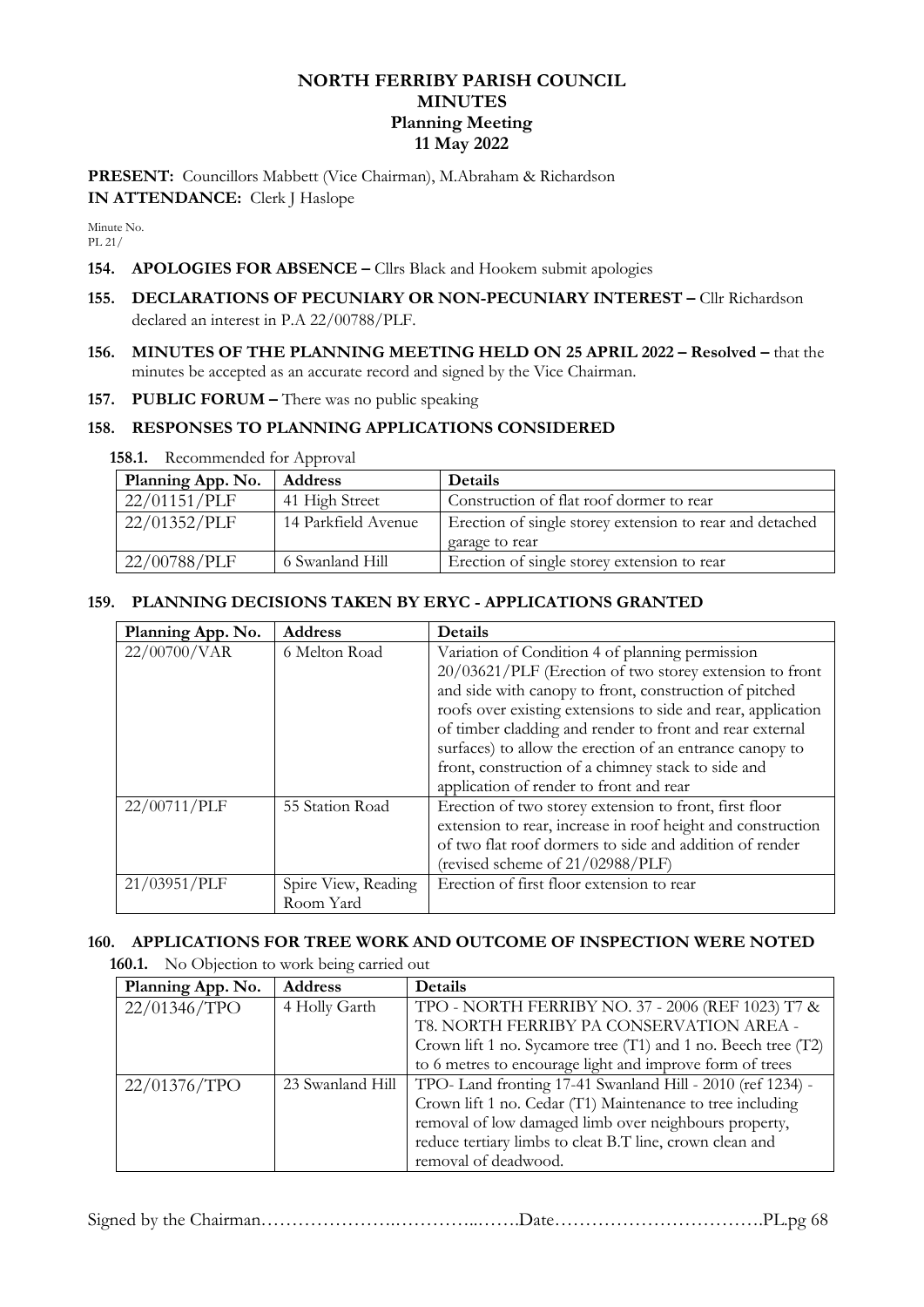# NORTH FERRIBY PARISH COUNCIL
## MINUTES
### Planning Meeting
### 11 May 2022

**PRESENT:** Councillors Mabbett (Vice Chairman), M.Abraham & Richardson
**IN ATTENDANCE:** Clerk J Haslope

Minute No.
PL 21/

**154. APOLOGIES FOR ABSENCE –** Cllrs Black and Hookem submit apologies

**155. DECLARATIONS OF PECUNIARY OR NON-PECUNIARY INTEREST –** Cllr Richardson declared an interest in P.A 22/00788/PLF.

**156. MINUTES OF THE PLANNING MEETING HELD ON 25 APRIL 2022 – Resolved –** that the minutes be accepted as an accurate record and signed by the Vice Chairman.

**157. PUBLIC FORUM –** There was no public speaking

**158. RESPONSES TO PLANNING APPLICATIONS CONSIDERED**

**158.1.** Recommended for Approval

| Planning App. No. | Address | Details |
|---|---|---|
| 22/01151/PLF | 41 High Street | Construction of flat roof dormer to rear |
| 22/01352/PLF | 14 Parkfield Avenue | Erection of single storey extension to rear and detached garage to rear |
| 22/00788/PLF | 6 Swanland Hill | Erection of single storey extension to rear |

**159. PLANNING DECISIONS TAKEN BY ERYC - APPLICATIONS GRANTED**

| Planning App. No. | Address | Details |
|---|---|---|
| 22/00700/VAR | 6 Melton Road | Variation of Condition 4 of planning permission 20/03621/PLF (Erection of two storey extension to front and side with canopy to front, construction of pitched roofs over existing extensions to side and rear, application of timber cladding and render to front and rear external surfaces) to allow the erection of an entrance canopy to front, construction of a chimney stack to side and application of render to front and rear |
| 22/00711/PLF | 55 Station Road | Erection of two storey extension to front, first floor extension to rear, increase in roof height and construction of two flat roof dormers to side and addition of render (revised scheme of 21/02988/PLF) |
| 21/03951/PLF | Spire View, Reading Room Yard | Erection of first floor extension to rear |

**160. APPLICATIONS FOR TREE WORK AND OUTCOME OF INSPECTION WERE NOTED**

**160.1.** No Objection to work being carried out

| Planning App. No. | Address | Details |
|---|---|---|
| 22/01346/TPO | 4 Holly Garth | TPO - NORTH FERRIBY NO. 37 - 2006 (REF 1023) T7 & T8. NORTH FERRIBY PA CONSERVATION AREA - Crown lift 1 no. Sycamore tree (T1) and 1 no. Beech tree (T2) to 6 metres to encourage light and improve form of trees |
| 22/01376/TPO | 23 Swanland Hill | TPO- Land fronting 17-41 Swanland Hill - 2010 (ref 1234) - Crown lift 1 no. Cedar (T1) Maintenance to tree including removal of low damaged limb over neighbours property, reduce tertiary limbs to cleat B.T line, crown clean and removal of deadwood. |

Signed by the Chairman…………………..…………..…….Date…………………………….PL.pg 68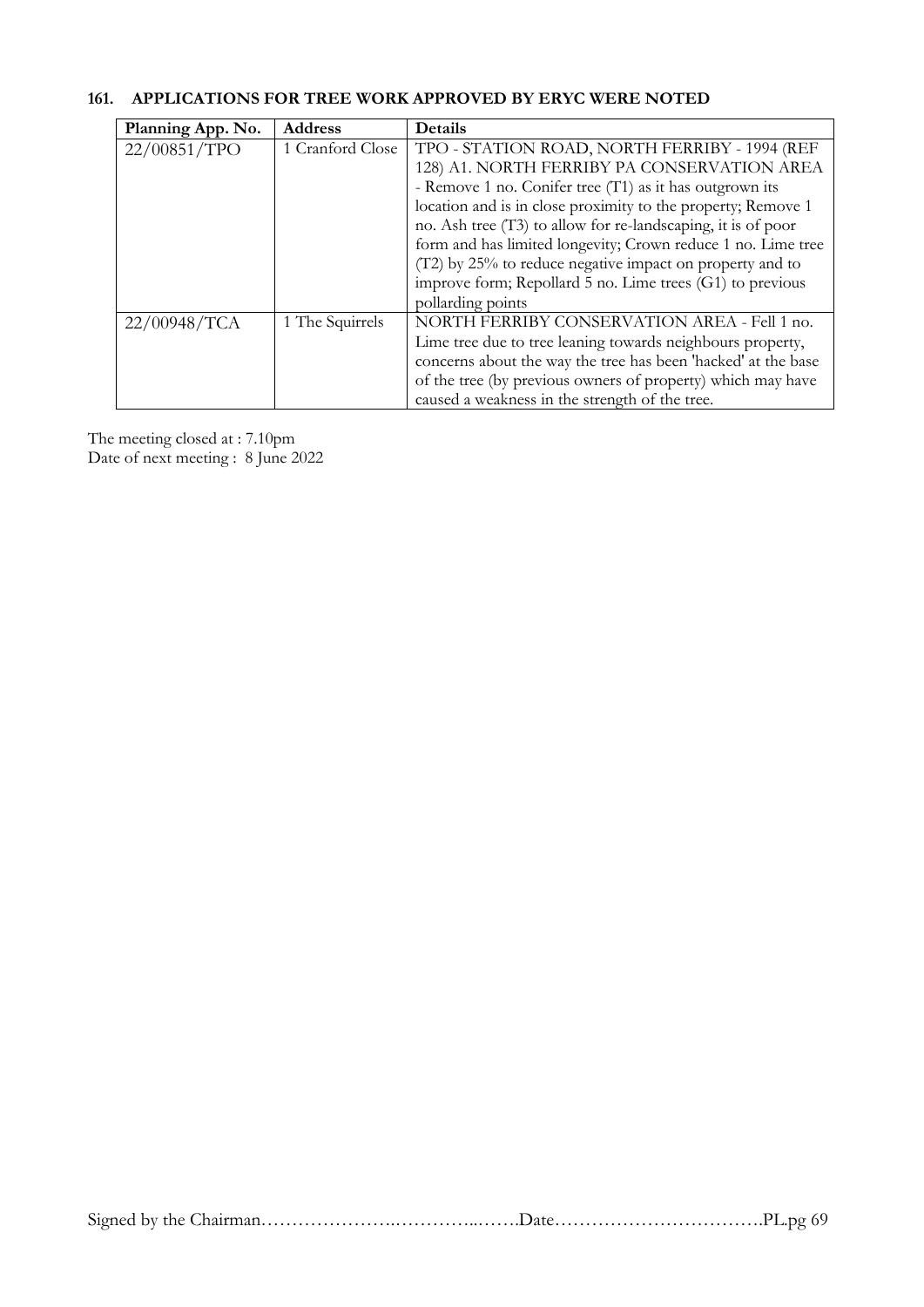### 161. APPLICATIONS FOR TREE WORK APPROVED BY ERYC WERE NOTED

| Planning App. No. | Address | Details |
|---|---|---|
| 22/00851/TPO | 1 Cranford Close | TPO - STATION ROAD, NORTH FERRIBY - 1994 (REF 128) A1. NORTH FERRIBY PA CONSERVATION AREA - Remove 1 no. Conifer tree (T1) as it has outgrown its location and is in close proximity to the property; Remove 1 no. Ash tree (T3) to allow for re-landscaping, it is of poor form and has limited longevity; Crown reduce 1 no. Lime tree (T2) by 25% to reduce negative impact on property and to improve form; Repollard 5 no. Lime trees (G1) to previous pollarding points |
| 22/00948/TCA | 1 The Squirrels | NORTH FERRIBY CONSERVATION AREA - Fell 1 no. Lime tree due to tree leaning towards neighbours property, concerns about the way the tree has been 'hacked' at the base of the tree (by previous owners of property) which may have caused a weakness in the strength of the tree. |

The meeting closed at : 7.10pm
Date of next meeting : 8 June 2022

Signed by the Chairman…………………..…………..…….Date…………………………….PL.pg 69